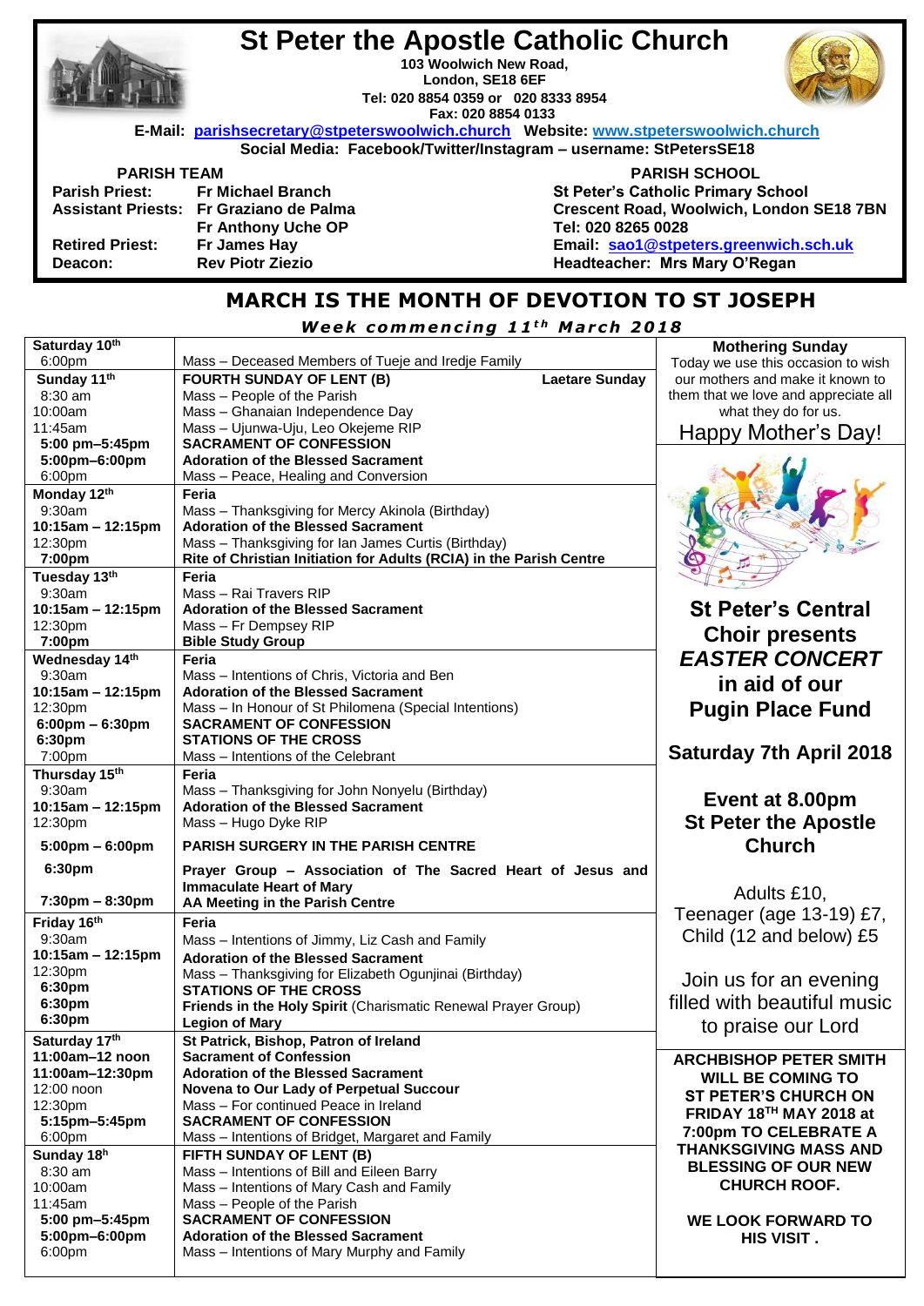# St Peter the Apostle Catholic Church

**103 Woolwich New Road,**
**London, SE18 6EF**
**Tel: 020 8854 0359 or 020 8333 8954**
**Fax: 020 8854 0133**

**E-Mail: parishsecretary@stpeterswoolwich.church Website: www.stpeterswoolwich.church**
**Social Media: Facebook/Twitter/Instagram – username: StPetersSE18**

**PARISH TEAM**

| | |
|---|---|
| **Parish Priest:** | **Fr Michael Branch** |
| **Assistant Priests:** | **Fr Graziano de Palma** |
| | **Fr Anthony Uche OP** |
| **Retired Priest:** | **Fr James Hay** |
| **Deacon:** | **Rev Piotr Ziezio** |

**PARISH SCHOOL**

**St Peter's Catholic Primary School**
**Crescent Road, Woolwich, London SE18 7BN**
**Tel: 020 8265 0028**
**Email: sao1@stpeters.greenwich.sch.uk**
**Headteacher: Mrs Mary O'Regan**

## MARCH IS THE MONTH OF DEVOTION TO ST JOSEPH

***Week commencing 11th March 2018***

| | |
|---|---|
| **Saturday 10th** | |
| 6:00pm | Mass – Deceased Members of Tueje and Iredje Family |
| **Sunday 11th** | **FOURTH SUNDAY OF LENT (B)** **Laetare Sunday** |
| 8:30 am | Mass – People of the Parish |
| 10:00am | Mass – Ghanaian Independence Day |
| 11:45am | Mass – Ujunwa-Uju, Leo Okejeme RIP |
| **5:00 pm–5:45pm** | **SACRAMENT OF CONFESSION** |
| **5:00pm–6:00pm** | **Adoration of the Blessed Sacrament** |
| 6:00pm | Mass – Peace, Healing and Conversion |
| **Monday 12th** | **Feria** |
| 9:30am | Mass – Thanksgiving for Mercy Akinola (Birthday) |
| **10:15am – 12:15pm** | **Adoration of the Blessed Sacrament** |
| 12:30pm | Mass – Thanksgiving for Ian James Curtis (Birthday) |
| **7:00pm** | **Rite of Christian Initiation for Adults (RCIA) in the Parish Centre** |
| **Tuesday 13th** | **Feria** |
| 9:30am | Mass – Rai Travers RIP |
| **10:15am – 12:15pm** | **Adoration of the Blessed Sacrament** |
| 12:30pm | Mass – Fr Dempsey RIP |
| **7:00pm** | **Bible Study Group** |
| **Wednesday 14th** | **Feria** |
| 9:30am | Mass – Intentions of Chris, Victoria and Ben |
| **10:15am – 12:15pm** | **Adoration of the Blessed Sacrament** |
| 12:30pm | Mass – In Honour of St Philomena (Special Intentions) |
| **6:00pm – 6:30pm** | **SACRAMENT OF CONFESSION** |
| **6:30pm** | **STATIONS OF THE CROSS** |
| 7:00pm | Mass – Intentions of the Celebrant |
| **Thursday 15th** | **Feria** |
| 9:30am | Mass – Thanksgiving for John Nonyelu (Birthday) |
| **10:15am – 12:15pm** | **Adoration of the Blessed Sacrament** |
| 12:30pm | Mass – Hugo Dyke RIP |
| **5:00pm – 6:00pm** | **PARISH SURGERY IN THE PARISH CENTRE** |
| **6:30pm** | **Prayer Group – Association of The Sacred Heart of Jesus and Immaculate Heart of Mary** |
| **7:30pm – 8:30pm** | **AA Meeting in the Parish Centre** |
| **Friday 16th** | **Feria** |
| 9:30am | Mass – Intentions of Jimmy, Liz Cash and Family |
| **10:15am – 12:15pm** | **Adoration of the Blessed Sacrament** |
| 12:30pm | Mass – Thanksgiving for Elizabeth Ogunjinai (Birthday) |
| **6:30pm** | **STATIONS OF THE CROSS** |
| **6:30pm** | **Friends in the Holy Spirit** (Charismatic Renewal Prayer Group) |
| **6:30pm** | **Legion of Mary** |
| **Saturday 17th** | **St Patrick, Bishop, Patron of Ireland** |
| **11:00am–12 noon** | **Sacrament of Confession** |
| **11:00am–12:30pm** | **Adoration of the Blessed Sacrament** |
| 12:00 noon | **Novena to Our Lady of Perpetual Succour** |
| 12:30pm | Mass – For continued Peace in Ireland |
| **5:15pm–5:45pm** | **SACRAMENT OF CONFESSION** |
| 6:00pm | Mass – Intentions of Bridget, Margaret and Family |
| **Sunday 18th** | **FIFTH SUNDAY OF LENT (B)** |
| 8:30 am | Mass – Intentions of Bill and Eileen Barry |
| 10:00am | Mass – Intentions of Mary Cash and Family |
| 11:45am | Mass – People of the Parish |
| **5:00 pm–5:45pm** | **SACRAMENT OF CONFESSION** |
| **5:00pm–6:00pm** | **Adoration of the Blessed Sacrament** |
| 6:00pm | Mass – Intentions of Mary Murphy and Family |

**Mothering Sunday**

Today we use this occasion to wish our mothers and make it known to them that we love and appreciate all what they do for us.

Happy Mother's Day!

**St Peter's Central Choir presents *EASTER CONCERT* in aid of our Pugin Place Fund**

**Saturday 7th April 2018**

**Event at 8.00pm**
**St Peter the Apostle Church**

Adults £10,
Teenager (age 13-19) £7,
Child (12 and below) £5

Join us for an evening filled with beautiful music to praise our Lord

**ARCHBISHOP PETER SMITH WILL BE COMING TO ST PETER'S CHURCH ON FRIDAY 18TH MAY 2018 at 7:00pm TO CELEBRATE A THANKSGIVING MASS AND BLESSING OF OUR NEW CHURCH ROOF.**

**WE LOOK FORWARD TO HIS VISIT .**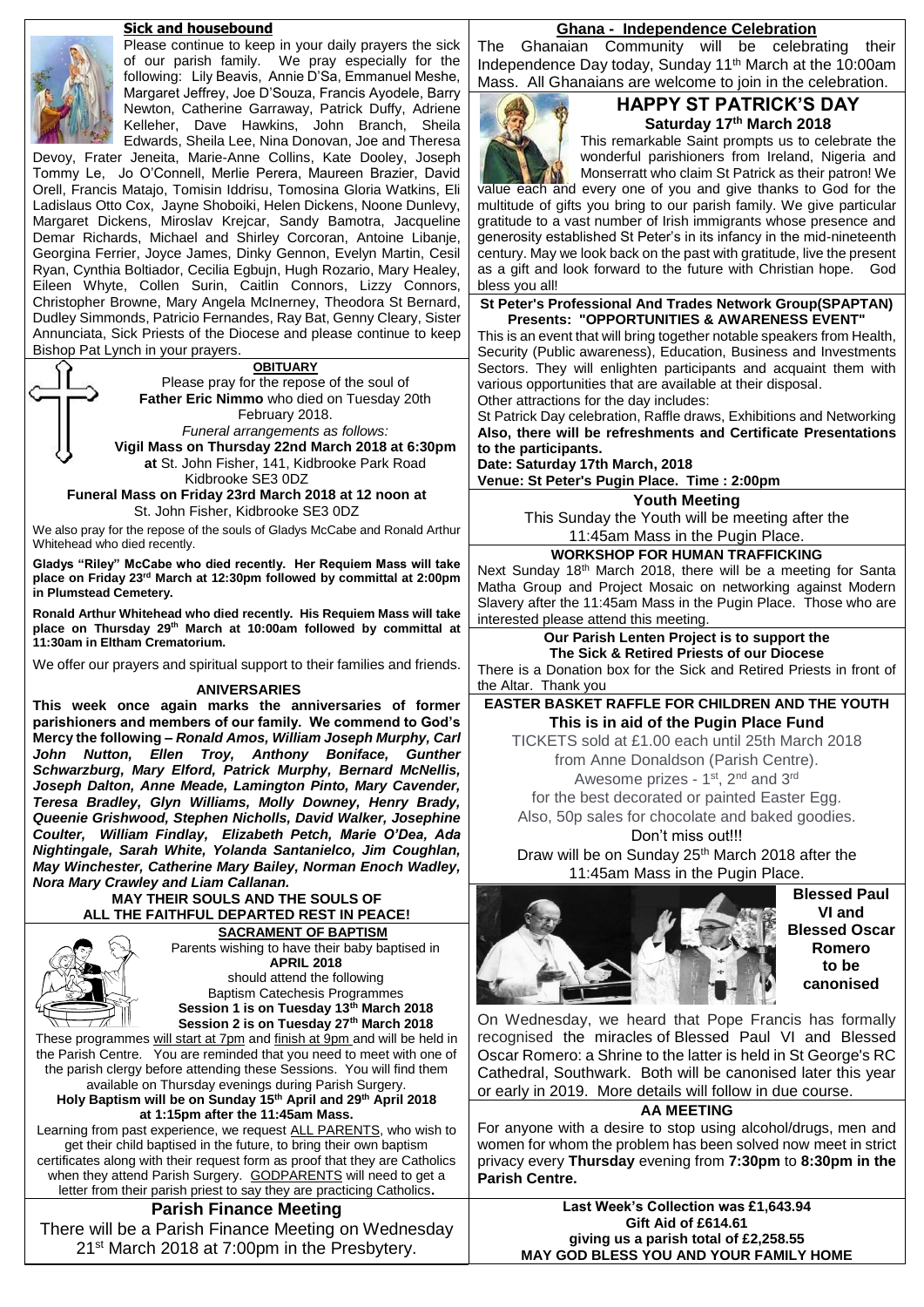## Sick and housebound

Please continue to keep in your daily prayers the sick of our parish family. We pray especially for the following: Lily Beavis, Annie D'Sa, Emmanuel Meshe, Margaret Jeffrey, Joe D'Souza, Francis Ayodele, Barry Newton, Catherine Garraway, Patrick Duffy, Adriene Kelleher, Dave Hawkins, John Branch, Sheila Edwards, Sheila Lee, Nina Donovan, Joe and Theresa Devoy, Frater Jeneita, Marie-Anne Collins, Kate Dooley, Joseph Tommy Le, Jo O'Connell, Merlie Perera, Maureen Brazier, David Orell, Francis Matajo, Tomisin Iddrisu, Tomosina Gloria Watkins, Eli Ladislaus Otto Cox, Jayne Shoboiki, Helen Dickens, Noone Dunlevy, Margaret Dickens, Miroslav Krejcar, Sandy Bamotra, Jacqueline Demar Richards, Michael and Shirley Corcoran, Antoine Libanje, Georgina Ferrier, Joyce James, Dinky Gennon, Evelyn Martin, Cesil Ryan, Cynthia Boltiador, Cecilia Egbujn, Hugh Rozario, Mary Healey, Eileen Whyte, Collen Surin, Caitlin Connors, Lizzy Connors, Christopher Browne, Mary Angela McInerney, Theodora St Bernard, Dudley Simmonds, Patricio Fernandes, Ray Bat, Genny Cleary, Sister Annunciata, Sick Priests of the Diocese and please continue to keep Bishop Pat Lynch in your prayers.

## OBITUARY

Please pray for the repose of the soul of **Father Eric Nimmo** who died on Tuesday 20th February 2018.

*Funeral arrangements as follows:*

**Vigil Mass on Thursday 22nd March 2018 at 6:30pm at** St. John Fisher, 141, Kidbrooke Park Road Kidbrooke SE3 0DZ

**Funeral Mass on Friday 23rd March 2018 at 12 noon at** St. John Fisher, Kidbrooke SE3 0DZ

We also pray for the repose of the souls of Gladys McCabe and Ronald Arthur Whitehead who died recently.

**Gladys "Riley" McCabe who died recently. Her Requiem Mass will take place on Friday 23rd March at 12:30pm followed by committal at 2:00pm in Plumstead Cemetery.**

**Ronald Arthur Whitehead who died recently. His Requiem Mass will take place on Thursday 29th March at 10:00am followed by committal at 11:30am in Eltham Crematorium.**

We offer our prayers and spiritual support to their families and friends.

## ANIVERSARIES

**This week once again marks the anniversaries of former parishioners and members of our family. We commend to God's Mercy the following –** ***Ronald Amos, William Joseph Murphy, Carl John Nutton, Ellen Troy, Anthony Boniface, Gunther Schwarzburg, Mary Elford, Patrick Murphy, Bernard McNellis, Joseph Dalton, Anne Meade, Lamington Pinto, Mary Cavender, Teresa Bradley, Glyn Williams, Molly Downey, Henry Brady, Queenie Grishwood, Stephen Nicholls, David Walker, Josephine Coulter, William Findlay, Elizabeth Petch, Marie O'Dea, Ada Nightingale, Sarah White, Yolanda Santanielco, Jim Coughlan, May Winchester, Catherine Mary Bailey, Norman Enoch Wadley, Nora Mary Crawley and Liam Callanan.***

**MAY THEIR SOULS AND THE SOULS OF ALL THE FAITHFUL DEPARTED REST IN PEACE!**

## SACRAMENT OF BAPTISM

Parents wishing to have their baby baptised in **APRIL 2018** should attend the following Baptism Catechesis Programmes

**Session 1 is on Tuesday 13th March 2018**

**Session 2 is on Tuesday 27th March 2018**

These programmes will start at 7pm and finish at 9pm and will be held in the Parish Centre. You are reminded that you need to meet with one of the parish clergy before attending these Sessions. You will find them available on Thursday evenings during Parish Surgery.

**Holy Baptism will be on Sunday 15th April and 29th April 2018 at 1:15pm after the 11:45am Mass.**

Learning from past experience, we request ALL PARENTS, who wish to get their child baptised in the future, to bring their own baptism certificates along with their request form as proof that they are Catholics when they attend Parish Surgery. GODPARENTS will need to get a letter from their parish priest to say they are practicing Catholics**.**

## Parish Finance Meeting

There will be a Parish Finance Meeting on Wednesday 21st March 2018 at 7:00pm in the Presbytery.

## Ghana - Independence Celebration

The Ghanaian Community will be celebrating their Independence Day today, Sunday 11th March at the 10:00am Mass. All Ghanaians are welcome to join in the celebration.

## HAPPY ST PATRICK'S DAY

**Saturday 17th March 2018**

This remarkable Saint prompts us to celebrate the wonderful parishioners from Ireland, Nigeria and Monserratt who claim St Patrick as their patron! We value each and every one of you and give thanks to God for the multitude of gifts you bring to our parish family. We give particular gratitude to a vast number of Irish immigrants whose presence and generosity established St Peter's in its infancy in the mid-nineteenth century. May we look back on the past with gratitude, live the present as a gift and look forward to the future with Christian hope. God bless you all!

## St Peter's Professional And Trades Network Group(SPAPTAN) Presents: "OPPORTUNITIES & AWARENESS EVENT"

This is an event that will bring together notable speakers from Health, Security (Public awareness), Education, Business and Investments Sectors. They will enlighten participants and acquaint them with various opportunities that are available at their disposal.

Other attractions for the day includes:

St Patrick Day celebration, Raffle draws, Exhibitions and Networking

**Also, there will be refreshments and Certificate Presentations to the participants.**

**Date: Saturday 17th March, 2018**

**Venue: St Peter's Pugin Place. Time : 2:00pm**

## Youth Meeting

This Sunday the Youth will be meeting after the 11:45am Mass in the Pugin Place.

## WORKSHOP FOR HUMAN TRAFFICKING

Next Sunday 18th March 2018, there will be a meeting for Santa Matha Group and Project Mosaic on networking against Modern Slavery after the 11:45am Mass in the Pugin Place. Those who are interested please attend this meeting.

**Our Parish Lenten Project is to support the The Sick & Retired Priests of our Diocese**

There is a Donation box for the Sick and Retired Priests in front of the Altar. Thank you

## EASTER BASKET RAFFLE FOR CHILDREN AND THE YOUTH

**This is in aid of the Pugin Place Fund**

TICKETS sold at £1.00 each until 25th March 2018 from Anne Donaldson (Parish Centre).

Awesome prizes - 1st, 2nd and 3rd for the best decorated or painted Easter Egg.

Also, 50p sales for chocolate and baked goodies.

Don't miss out!!!

Draw will be on Sunday 25th March 2018 after the 11:45am Mass in the Pugin Place.

## Blessed Paul VI and Blessed Oscar Romero to be canonised

On Wednesday, we heard that Pope Francis has formally recognised the miracles of Blessed Paul VI and Blessed Oscar Romero: a Shrine to the latter is held in St George's RC Cathedral, Southwark. Both will be canonised later this year or early in 2019. More details will follow in due course.

## AA MEETING

For anyone with a desire to stop using alcohol/drugs, men and women for whom the problem has been solved now meet in strict privacy every **Thursday** evening from **7:30pm** to **8:30pm in the Parish Centre.**

**Last Week's Collection was £1,643.94**

**Gift Aid of £614.61**

**giving us a parish total of £2,258.55**

**MAY GOD BLESS YOU AND YOUR FAMILY HOME**